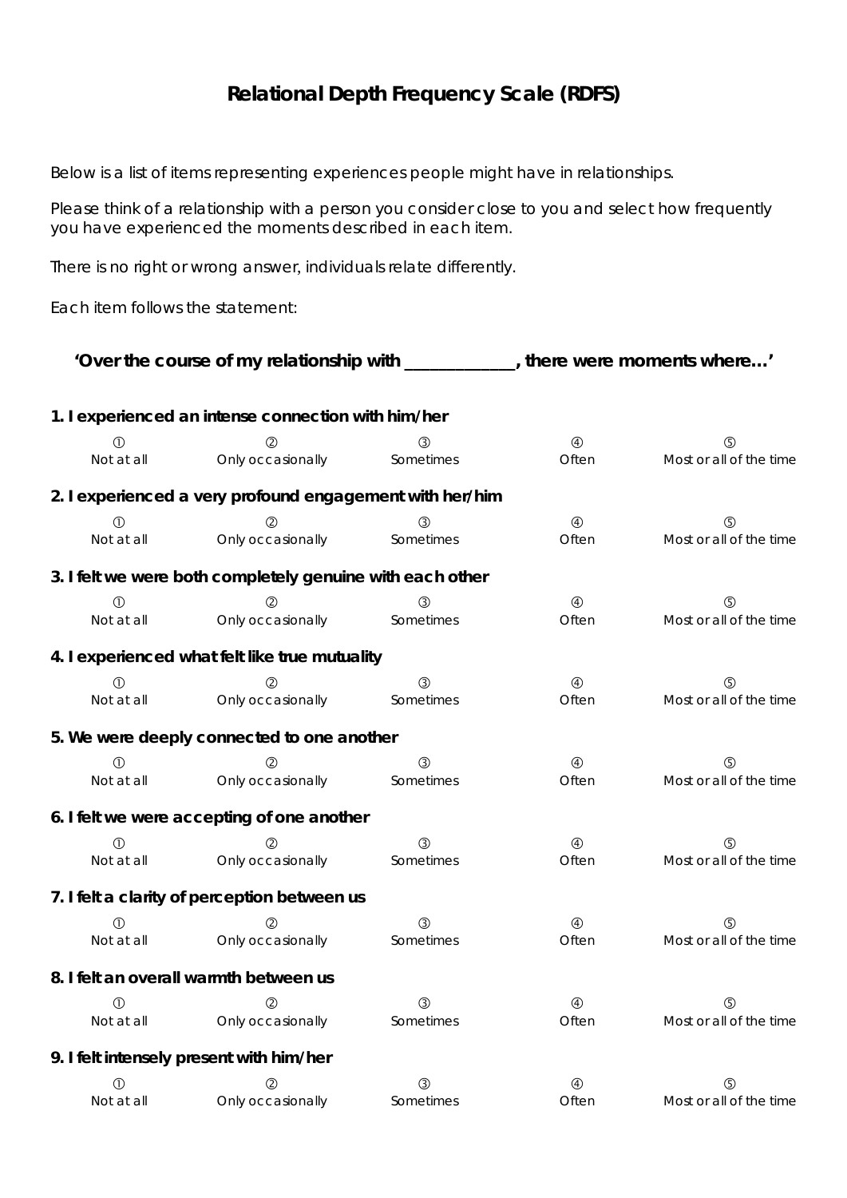# Relational Depth Frequency Scale (RDFS)

Below is a list of items representing experiences people might have in relationships.

Please think of a relationship with a person you consider close to you and select how frequently you have experienced the moments described in each item.

There is no right or wrong answer, individuals relate differently.

Each item follows the statement:

**'Over the course of my relationship with _____________, there were moments where…'**

**1. I experienced an intense connection with him/her**

| ① | ② | ③ | ④ | ⑤ |
|---|---|---|---|---|
| Not at all | Only occasionally | Sometimes | Often | Most or all of the time |

**2. I experienced a very profound engagement with her/him**

| ① | ② | ③ | ④ | ⑤ |
|---|---|---|---|---|
| Not at all | Only occasionally | Sometimes | Often | Most or all of the time |

**3. I felt we were both completely genuine with each other**

| ① | ② | ③ | ④ | ⑤ |
|---|---|---|---|---|
| Not at all | Only occasionally | Sometimes | Often | Most or all of the time |

**4. I experienced what felt like true mutuality**

| ① | ② | ③ | ④ | ⑤ |
|---|---|---|---|---|
| Not at all | Only occasionally | Sometimes | Often | Most or all of the time |

**5. We were deeply connected to one another**

| ① | ② | ③ | ④ | ⑤ |
|---|---|---|---|---|
| Not at all | Only occasionally | Sometimes | Often | Most or all of the time |

**6. I felt we were accepting of one another**

| ① | ② | ③ | ④ | ⑤ |
|---|---|---|---|---|
| Not at all | Only occasionally | Sometimes | Often | Most or all of the time |

**7. I felt a clarity of perception between us**

| ① | ② | ③ | ④ | ⑤ |
|---|---|---|---|---|
| Not at all | Only occasionally | Sometimes | Often | Most or all of the time |

**8. I felt an overall warmth between us**

| ① | ② | ③ | ④ | ⑤ |
|---|---|---|---|---|
| Not at all | Only occasionally | Sometimes | Often | Most or all of the time |

**9. I felt intensely present with him/her**

| ① | ② | ③ | ④ | ⑤ |
|---|---|---|---|---|
| Not at all | Only occasionally | Sometimes | Often | Most or all of the time |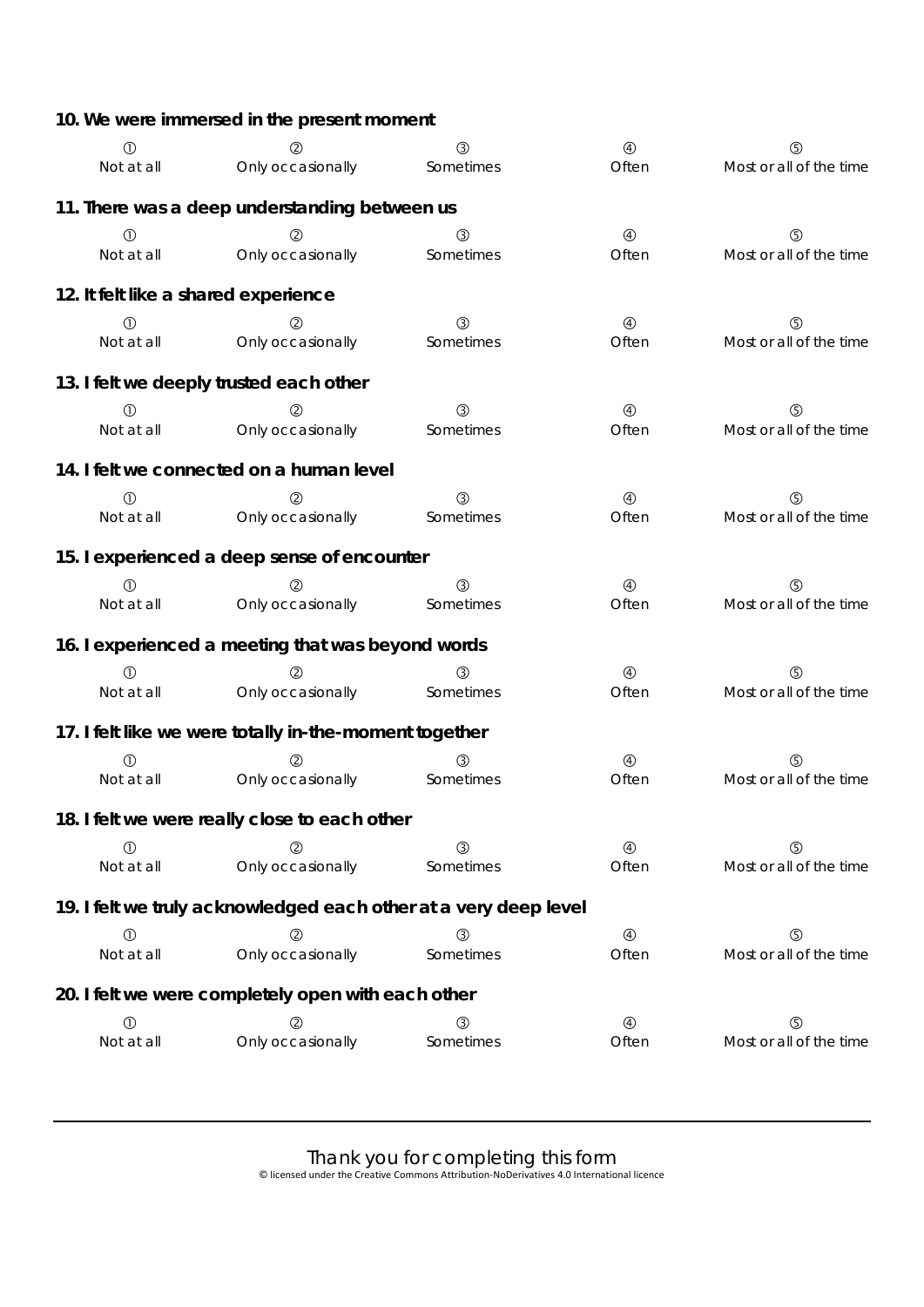**10. We were immersed in the present moment**

| ① | ② | ③ | ④ | ⑤ |
|---|---|---|---|---|
| Not at all | Only occasionally | Sometimes | Often | Most or all of the time |

**11. There was a deep understanding between us**

| ① | ② | ③ | ④ | ⑤ |
|---|---|---|---|---|
| Not at all | Only occasionally | Sometimes | Often | Most or all of the time |

**12. It felt like a shared experience**

| ① | ② | ③ | ④ | ⑤ |
|---|---|---|---|---|
| Not at all | Only occasionally | Sometimes | Often | Most or all of the time |

**13. I felt we deeply trusted each other**

| ① | ② | ③ | ④ | ⑤ |
|---|---|---|---|---|
| Not at all | Only occasionally | Sometimes | Often | Most or all of the time |

**14. I felt we connected on a human level**

| ① | ② | ③ | ④ | ⑤ |
|---|---|---|---|---|
| Not at all | Only occasionally | Sometimes | Often | Most or all of the time |

**15. I experienced a deep sense of encounter**

| ① | ② | ③ | ④ | ⑤ |
|---|---|---|---|---|
| Not at all | Only occasionally | Sometimes | Often | Most or all of the time |

**16. I experienced a meeting that was beyond words**

| ① | ② | ③ | ④ | ⑤ |
|---|---|---|---|---|
| Not at all | Only occasionally | Sometimes | Often | Most or all of the time |

**17. I felt like we were totally in-the-moment together**

| ① | ② | ③ | ④ | ⑤ |
|---|---|---|---|---|
| Not at all | Only occasionally | Sometimes | Often | Most or all of the time |

**18. I felt we were really close to each other**

| ① | ② | ③ | ④ | ⑤ |
|---|---|---|---|---|
| Not at all | Only occasionally | Sometimes | Often | Most or all of the time |

**19. I felt we truly acknowledged each other at a very deep level**

| ① | ② | ③ | ④ | ⑤ |
|---|---|---|---|---|
| Not at all | Only occasionally | Sometimes | Often | Most or all of the time |

**20. I felt we were completely open with each other**

| ① | ② | ③ | ④ | ⑤ |
|---|---|---|---|---|
| Not at all | Only occasionally | Sometimes | Often | Most or all of the time |

---

Thank you for completing this form

© licensed under the Creative Commons Attribution-NoDerivatives 4.0 International licence